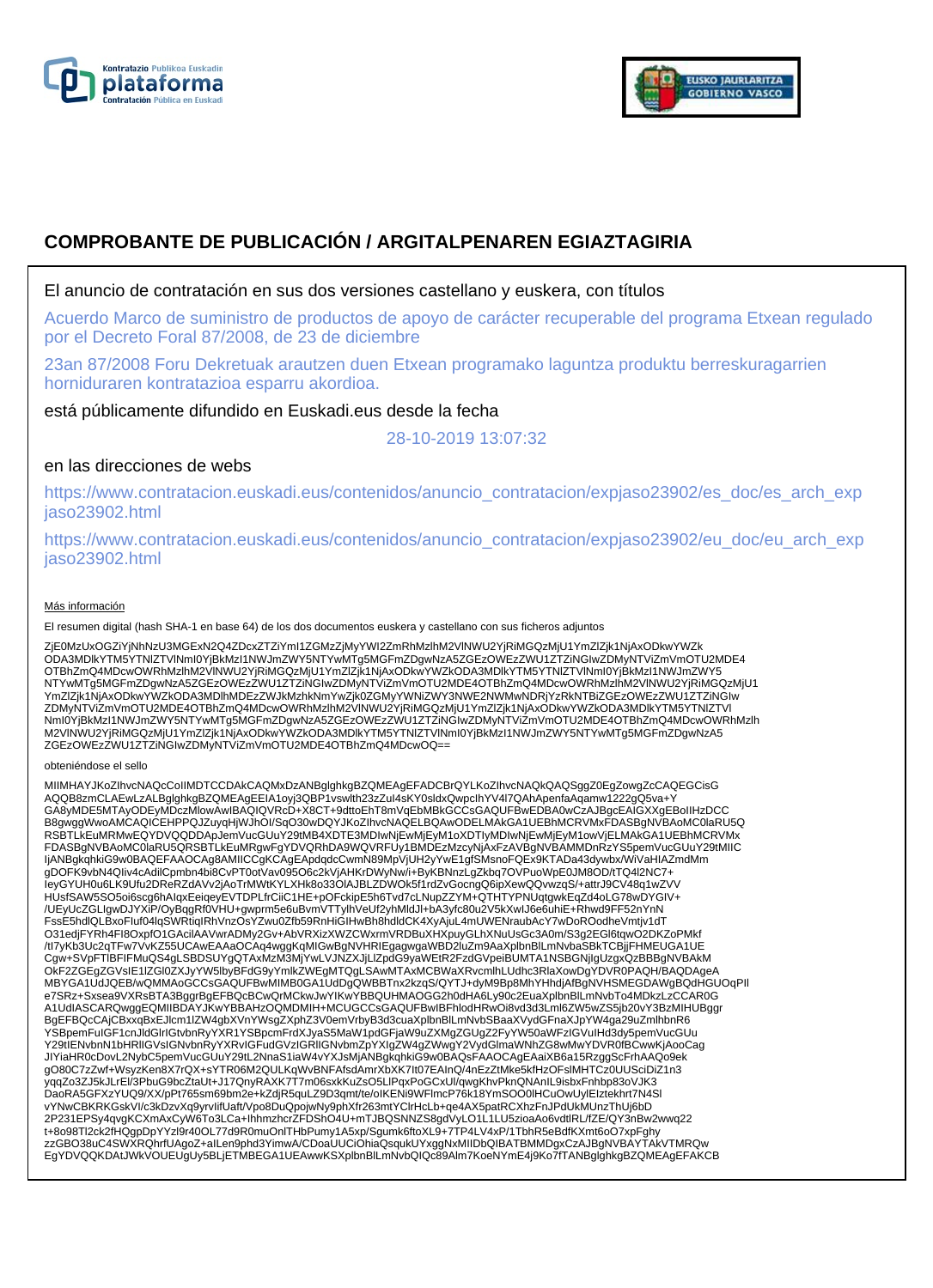# COMPROBANTE DE PUBLICACIÓN / ARGITALPENAREN EGIAZTAGIRIA

El anuncio de contratación en sus dos versiones castellano y euskera, con títulos

Acuerdo Marco de suministro de productos de apoyo de carácter recuperable del programa Etxean regulado por el Decreto Foral 87/2008, de 23 de diciembre

23an 87/2008 Foru Dekretuak arautzen duen Etxean programako laguntza produktu berreskuragarrien horniduraren kontratazioa esparru akordioa.

está públicamente difundido en Euskadi.eus desde la fecha

28-10-2019 13:07:32

en las direcciones de webs

https://www.contratacion.euskadi.eus/contenidos/anuncio_contratacion/expjaso23902/es_doc/es_arch_expjaso23902.html

https://www.contratacion.euskadi.eus/contenidos/anuncio_contratacion/expjaso23902/eu_doc/eu_arch_expjaso23902.html

Más información

El resumen digital (hash SHA-1 en base 64) de los dos documentos euskera y castellano con sus ficheros adjuntos

ZjE0MzUxOGZiYjNhNzU3MGExN2Q4ZDcxZTZiYmI1ZGMzZjMyYWI2ZmRhMzlhM2VlNWU2YjRiMGQzMjU1YmZlZjk1NjAxODkwYWZkODA3MDlkYTM5YTNlZTVlNmI0YjBkMzI1NWJmZWY5NTYwMTg5MGFmZDgwNzA5ZGEzOWEzZWU1ZTZiNGIwZDMyNTViZmVmOTU2MDE4OTBhZmQ4MDcwOWRhMzlhM2VlNWU2YjRiMGQzMjU1YmZlZjk1NjAxODkwYWZkODA3MDlkYTM5YTNlZTVlNmI0YjBkMzI1NWJmZWY5NTYwMTg5MGFmZDgwNzA5ZGEzOWEzZWU1ZTZiNGIwZDMyNTViZmVmOTU2MDE4OTBhZmQ4MDcwOWRhMzlhM2VlNWU2YjRiMGQzMjU1YmZlZjk1NjAxODkwYWZkODA3MDlhMDEzZWJkMzhkNmYwZjk0ZGMyYWNiZWY3NWE2NWMwNDRjYzRkNTBiZGEzOWEzZWU1ZTZiNGIwZDMyNTViZmVmOTU2MDE4OTBhZmQ4MDcwOWRhMzlhM2VlNWU2YjRiMGQzMjU1YmZlZjk1NjAxODkwYWZkODA3MDlkYTM5YTNlZTVlNmI0YjBkMzI1NWJmZWY5NTYwMTg5MGFmZDgwNzA5ZGEzOWEzZWU1ZTZiNGIwZDMyNTViZmVmOTU2MDE4OTBhZmQ4MDcwOWRhMzlhM2VlNWU2YjRiMGQzMjU1YmZlZjk1NjAxODkwYWZkODA3MDlkYTM5YTNlZTVlNmI0YjBkMzI1NWJmZWY5NTYwMTg5MGFmZDgwNzA5ZGEzOWEzZWU1ZTZiNGIwZDMyNTViZmVmOTU2MDE4OTBhZmQ4MDcwOQ==

obteniéndose el sello

MIIMHAYJKoZIhvcNAQcCoIIMDTCCDAkCAQMxDzANBglghkgBZQMEAgEFADCBrQYLKoZIhvcNAQkQAQSggZ0EgZowgZcCAQEGCisGAQQB8zmCLAEwLzALBglghkgBZQMEAgEEIA1oyj3QBP1vswlth23zZul4sKY0sldxQwpclhYV4l7QAhApenfaAqamw1222gQ5va+YGA8yMDE5MTAyODEyMDczMlowAwIBAQIQVRcD+X8CT+9dttoEhT8mVqEbMBkGCCsGAQUFBwEDBA0wCzAJBgcEAIGXXgEBoIIHzDCCB8gwggWwoAMCAQICEHPPQZuyqHjWJhOI/SqO30wDQYJKoZIhvcNAQELBQAwODELMAkGA1UEBhMCRVMxFDASBgNVBAoMC0laRU5QRSBTLkEuMRMwEQYDVQQDDApJemVucGUuY29tMB4XDTE3MDIwNjEwMjEyM1oXDTIyMDIwNjEwMjEyM1owVjELMAkGA1UEBhMCRVMxFDASBgNVBAoMC0laRU5QRSBTLkEuMRgwFgYDVQRhDA9WQVRFUy1BMDEzMzcyNjAxFzAVBgNVBAMMDnRzYS5pemVucGUuY29tMIICIjANBgkqhkiG9w0BAQEFAAOCAg8AMIICCgKCAgEApdqdcCwmN89MpVjUH2yYwE1gfSMsnoFQEx9KTADa43dywbx/WiVaHIAZmdMmgDOFK9vbN4Qiv4cAdilCpmbn4bi8CvPT0otVav095O6c2kVjAHKrDWyNw/i+ByKBNnzLgZkbq7OVPuoWpE0JM8OD/tTQ4l2NC7+IeyGYUH0u6LK9Ufu2DReRZdAVv2jAoTrMWtKYLXHk8o33OlAJBLZDWOk5f1rdZvGocngQ6ipXewQQvwzqS/+attrJ9CV48q1wZVVHUsfSAW5SO5oi6scg6hAlqxEeiqeyEVTDPLfrCiiC1HE+pOFckipE5h6Tvd7cLNupZZYM+QTHTYPNUqtgwkEqZd4oLG78wDYGIV+/UEyUcZGLIgwDJYXiP/OyBqgRf0VHU+gwprm5e6uBvmVTTylhVeUf2yhMldJl+bA3yfc80u2V5kXwlJ6e6uhiE+Rhwd9FF52nYnNFssE5hdlQLBxoFluf04lqSWRtiqIRhVnzOsYZwu0Zfb59RnHiGIHwBh8hdldCK4XyAjuL4mUWENraubAcY7wDoROodheVmtjv1dTO31edjFYRh4FI8OxpfO1GAciIAAVwrADMy2Gv+AbVRXizXWZCWxrmVRDBuXHXpuyGLhXNuUsGc3A0m/S3g2EGl6tqwO2DKZoPMkf/tI7yKb3Uc2qTFw7VvKZ55UCAwEAAaOCAq4wggKqMIGwBgNVHRIEgagwgagwWBD2luZm9AaXplbnBlLmNvbaSBkTCBjjFHMEUGA1UECgw+SVpFTlBFIFMuQS4gLSBDSUYgQTAxMzM3MjYwLVJNZXJjLlZpdG9yaWEtR2FzdGVpeiBUMTA1NSBGNjlgUzgxQzBBBgNVBAkMOkF2ZGEgZGVsIE1lZGl0ZXJyYW5lbyBFdG9yYmlkZWEgMTQgLSAwMTAxMCBWaXRvcmlhLUdhc3RlaXowDgYDVR0PAQH/BAQDAgeAMBYGA1UdJQEB/wQMMAoGCCsGAQUFBwMIMB0GA1UdDgQWBBTnx2kzqS/QYTJ+dyM9Bp8MhYHhdjAfBgNVHSMEGDAWgBQdHGUOqPIle7SRz+Sxsea9VXRsBTA3BggrBgEFBQcBCwQrMCkwJwYIKwYBBQUHMAOGG2h0dHA6Ly90c2EuaXplbnBlLmNvbTo4MDkzLzCCAR0GA1UdIASCARQwggEQMIIBDAYJKwYBBAHzOQMDMIH+MCUGCCsGAQUFBwIBFhlodHRwOi8vd3d3Lml6ZW5wZS5jb20vY3BzMIHUBggrBgEFBQcCAjCBxxqBxEJlcm1lZW4gbXVnYWsgZXphZ3V0emVrbyB3d3cuaXplbnBlLmNvbSBaaXVydGFnaXJpYW4ga29uZmlhbnR6YSBpemFuIGF1cnJldGlrIGtvbnRyYXR1YSBpcmFrdXJyaS5MaW1pdGFjaW9uZXMgZGUgZ2FyYW50aWFzIGVuIHd3dy5pemVucGUuY29tIENvbnN1bHRlIGVsIGNvbnRyYXRvIGFudGVzIGRlIGNvbmZpYXIgZW4gZWwgY2VydGlmaWNhZG8wMwYDVR0fBCwwKjAooCagJIYiaHR0cDovL2NybC5pemVucGUuY29tL2NnaS1iaW4vYXJsMjANBgkqhkiG9w0BAQsFAAOCAgEAaiXB6a15RzggScFrhAAQo9ekgO80C7zZwf+WsyzKen8X7rQX+sYTR06M2QULKqWvBNFAfsdAmrXbXK7It07EAInQ/4nEzZtMke5kfHzOFslMHTCz0UUSciDiZ1n3yqqZo3ZJ5kJLrEl/3PbuG9bcZtaUt+J17QnyRAXK7T7m06sxkKuZsO5LlPqxPoGCxUl/qwgKhvPknQNAnIL9isbxFnhbp83oVJK3DaoRA5GFXzYUQ9/XX/pPt765sm69bm2e+kZdjR5quLZ9D3qmt/te/oIKENi9WFlmcP76k18YmSOO0lHCuOwUylElztekhrt7N4SlvYNwCBKRKGskVl/c3kDzvXq9yrvIifUaft/Vpo8DuQpojwNy9phXfr263mtYClrHcLb+qe4AX5patRCXhzFnJPdUkMUnzThUj6bD2P231EPSy4qvgKCXmAxCyW6To3LCa+lhhmzhcrZFDShO4U+mTJBQSNNZS8gdVyLO1L1LU5zioaAo6vdtlRL/fZE/QY3nBw2wwq22t+8o98Tl2ck2fHQgpDpYYzl9r40OL77d9R0muOnlTHbPumy1A5xp/Sgumk6ftoXL9+7TP4LV4xP/1TbhR5eBdfKXmt6oO7xpFghyzzGBO38uC4SWXRQhrfUAgoZ+alLen9phd3YimwA/CDoaUUCiOhiaQsqukUYxggNxMIIDbQIBATBMMDgxCzAJBgNVBAYTAkVTMRQwEgYDVQQKDAtJWkVOUEUgUy5BLjETMBEGA1UEAwwKSXplbnBlLmNvbQIQc89Alm7KoeNYmE4j9Ko7fTANBglghkgBZQMEAgEFAKCB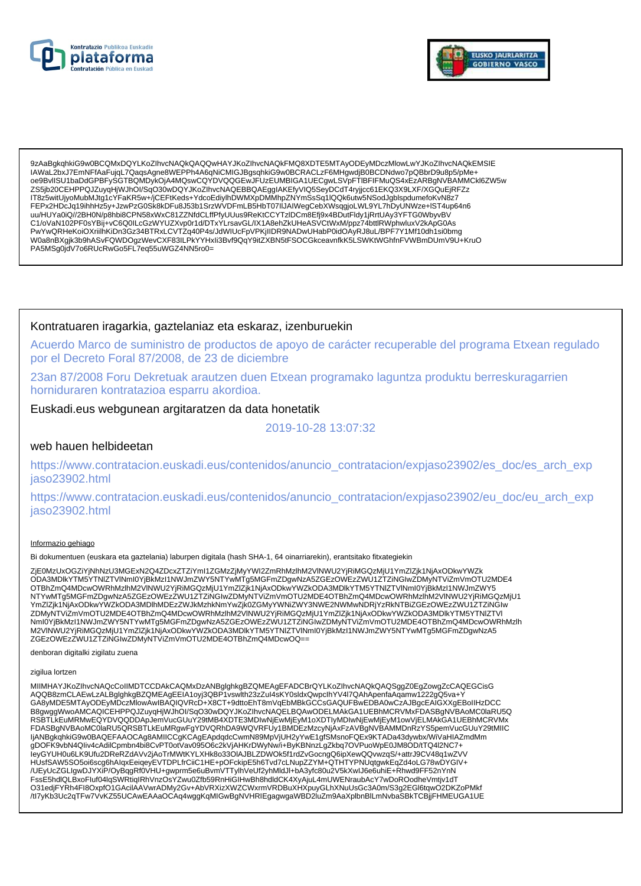9zAaBgkqhkiG9w0BCQMxDQYLKoZIhvcNAQkQAQQwHAYJKoZIhvcNAQkFMQ8XDTE5MTAyODEyMDczMlowLwYJKoZIhvcNAQkEMSIE
IAWaL2bxJ7EmNFfAaFujqL7QaqsAgne8WEPPh4A6qNiCMIGJBgsqhkiG9w0BCRACLzF6MHgwdjB0BCDNdwo7pQBbrD9u8p5/pMe+
oe9BvlISU1baDdGPBFySGTBQMDykOjA4MQswCQYDVQQGEwJFUzEUMBIGA1UECgwLSVpFTlBFIFMuQS4xEzARBgNVBAMMCkl6ZW5w
ZS5jb20CEHPPQJZuyqHjWJhOl/SqO30wDQYJKoZIhvcNAQEBBQAEggIAKEfyVlQ5SeyDCdT4ryjjcc61EKQ3X9LXF/XGQuEjRFZz
IT8z5witUjyoMubMJtg1cYFaKR5w+/jCEFtKeds+YdcoEdiylhDWMXpDMMhpZNYmSsSq1lQQk6utw5NSodJgblspdumefoKvN8z7
FEPx2HDcJq19ihhHz5y+JzwPzG0Sk8kDFu8J53b1SrzWVDFmLB5HbT07lIJAIWegCebXWsqgjoLWL9YL7hDyUNWze+lST4up64n6
uu/HUYa0iQ//2BH0N/p8hbi8CPN58xWxC81ZZNfdCLffPfyUUus9ReKtCCYTzlDCm8Efj9x4BDutFldy1jRrtUAy3YFTG0WbyvBV
C1/oVaN102PF0sYBij+vC6Q0ILcGzWYUZXvp0r1d/DTxYLrsavGL/IX1A8ehZkUHeASVCtWxM/ppz74bttlRWphwluxV2kApG0As
PwYwQRHeKoiOXriilhKiDn3Gz34BTRxLCVTZq40P4s/JdWIUcFpVPKjIIDR9NADwUHabP0idOAyRJ8uL/BPF7Y1Mf10dh1si0bmg
W0a8nBXgjk3b9hASvFQWDOgzWevCXF83ILPkYYHxIi3Bvf9QqY9itZXBN5tFSOCGkceavnfkK5LSWKtWGhfnFVWBmDUmV9U+KruO
PA5MSg0jdV7o6RUcRwGo5FL7eq55uWGZ4NN5ro0=

Kontratuaren iragarkia, gaztelaniaz eta eskaraz, izenburuekin

Acuerdo Marco de suministro de productos de apoyo de carácter recuperable del programa Etxean regulado por el Decreto Foral 87/2008, de 23 de diciembre

23an 87/2008 Foru Dekretuak arautzen duen Etxean programako laguntza produktu berreskuragarrien horniduraren kontratazioa esparru akordioa.

Euskadi.eus webgunean argitaratzen da data honetatik

2019-10-28 13:07:32

web hauen helbideetan

https://www.contratacion.euskadi.eus/contenidos/anuncio_contratacion/expjaso23902/es_doc/es_arch_expjaso23902.html

https://www.contratacion.euskadi.eus/contenidos/anuncio_contratacion/expjaso23902/eu_doc/eu_arch_expjaso23902.html

Informazio gehiago

Bi dokumentuen (euskara eta gaztelania) laburpen digitala (hash SHA-1, 64 oinarriarekin), erantsitako fitxategiekin

ZjE0MzUxOGZiYjNhNzU3MGExN2Q4ZDcxZTZiYml1ZGMzZjMyYWI2ZmRhMzlhM2VlNWU2YjRiMGQzMjU1YmZlZjk1NjAxODkwYWZk
ODA3MDlkYTM5YTNlZTVlNmI0YjBkMzI1NWJmZWY5NTYwMTg5MGFmZDgwNzA5ZGEzOWEzZWU1ZTZiNGIwZDMyNTViZmVmOTU2MDE4
OTBhZmQ4MDcwOWRhMzlhM2VlNWU2YjRiMGQzMjU1YmZlZjk1NjAxODkwYWZkODA3MDlkYTM5YTNlZTVlNmI0YjBkMzI1NWJmZWY5
NTYwMTg5MGFmZDgwNzA5ZGEzOWEzZWU1ZTZiNGIwZDMyNTViZmVmOTU2MDE4OTBhZmQ4MDcwOWRhMzlhM2VlNWU2YjRiMGQzMjU1
YmZlZjk1NjAxODkwYWZkODA3MDlhMDEzZWJkMzhkNmYwZjk0ZGMyYWNiZWY3NWE2NWMwNDRjYzRkNTBiZGEzOWEzZWU1ZTZiNGIw
ZDMyNTViZmVmOTU2MDE4OTBhZmQ4MDcwOWRhMzlhM2VlNWU2YjRiMGQzMjU1YmZlZjk1NjAxODkwYWZkODA3MDlkYTM5YTNlZTVl
NmI0YjBkMzI1NWJmZWY5NTYwMTg5MGFmZDgwNzA5ZGEzOWEzZWU1ZTZiNGIwZDMyNTViZmVmOTU2MDE4OTBhZmQ4MDcwOWRhMzlh
M2VlNWU2YjRiMGQzMjU1YmZlZjk1NjAxODkwYWZkODA3MDlkYTM5YTNlZTVlNmI0YjBkMzI1NWJmZWY5NTYwMTg5MGFmZDgwNzA5
ZGEzOWEzZWU1ZTZiNGIwZDMyNTViZmVmOTU2MDE4OTBhZmQ4MDcwOQ==

denboran digitalki zigilatu zuena

zigilua lortzen

MIIMHAYJKoZIhvcNAQcCoIIMDTCCDAkCAQMxDzANBglghkgBZQMEAgEFADCBrQYLKoZIhvcNAQkQAQSggZ0EgZowgZcCAQEGCisG
AQQB8zmCLAEwLzALBglghkgBZQMEAgEEIA1oyj3QBP1vswlth23zZuI4sKY0sldxQwpclhYV4l7QAhApenfaAqamw1222gQ5va+Y
GA8yMDE5MTAyODEyMDczMlowAwIBAQIQVRcD+X8CT+9dttoEhT8mVqEbMBkGCCsGAQUFBwEDBA0wCzAJBgcEAIGXXgEBoIIHzDCC
B8gwggWwoAMCAQICEHPPQJZuyqHjWJhOl/SqO30wDQYJKoZIhvcNAQELBQAwODELMAkGA1UEBhMCRVMxFDASBgNVBAoMC0laRU5Q
RSBTLkEuMRMwEQYDVQQDDApJemVucGUuY29tMB4XDTE3MDIwNjEwMjEyM1oXDTIyMDIwNjEwMjEyM1owVjELMAkGA1UEBhMCRVMx
FDASBgNVBAoMC0laRU5QRSBTLkEuMRgwFgYDVQRhDA9WQVRFUy1BMDEzMzcyNjAxFzAVBgNVBAMMDnRzYS5pemVucGUuY29tMIIC
IjANBgkqhkiG9w0BAQEFAAOCAg8AMIICCgKCAgEApdqdcCwmN89MpVjUH2yYwE1gfSMsnoFQEx9KTADa43dywbx/WiVaHIAZmdMm
gDOFK9vbN4QIiv4cAdilCpmbn4bi8CvPT0otVav095O6c2kVjAHKrDWyNw/i+ByKBNnzLgZkbq7OVPuoWpE0JM8OD/tTQ4l2NC7+
IeyGYUH0u6LK9Ufu2DReRZdAVv2jAoTrMWtKYLXHk8o33OlAJBLZDWOk5f1rdZvGocngQ6ipXewQQvwzqS/+attrJ9CV48q1wZVV
HUsfSAW5SO5oi6scg6hAIqxEeiqeyEVTDPLfrCiiC1HE+pOFckipE5h6Tvd7cLNupZZYM+QTHTYPNUqtgwkEqZd4oLG78wDYGIV+
/UEyUcZGLIgwDJYXiP/OyBqgRf0VHU+gwprm5e6uBvmVTTylhVeUf2yhMldJl+bA3yfc80u2V5kXwlJ6e6uhiE+Rhwd9FF52nYnN
FssE5hdlQLBxoFluf04lqSWRtiqIRhVnzOsYZwu0Zfb59RnHiGIHwBh8hdldCK4XyAjuL4mUWENraubAcY7wDoROodheVmtjv1dT
O31edjFYRh4FI8OxpfO1GAciIAAVwrADMy2Gv+AbVRXizXWZCWxrmVRDBuXHXpuyGLhXNuUsGc3A0m/S3g2EGl6tqwO2DKZoPMkf
/tI7yKb3Uc2qTFw7VvKZ55UCAwEAAaOCAq4wggKqMIGwBgNVHRIEgagwgaWBD2luZm9AaXplbnBlLmNvbaSBkTCBjjFHMEUGA1UE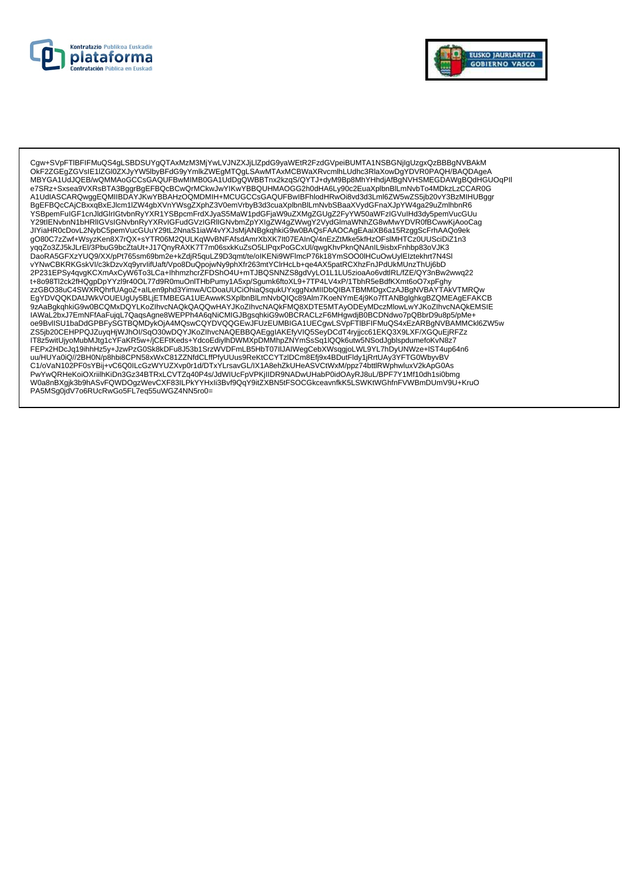```
Cgw+SVpFTlBFIFMuQS4gLSBDSUYgQTAxMzM3MjYwLVJNZXJjLlZpdG9yaWEtR2FzdGVpeiBUMTA1NSBGNjIgUzgxQzBBBgNVBAkM
OkF2ZGEgZGVsIE1lZGl0ZXJyYW5lbyBFdG9yYmlkZWEgMTQgLSAwMTAxMCBWaXRvcmlhLUdhc3RlaXowDgYDVR0PAQH/BAQDAgeA
MBYGA1UdJQEB/wQMMAoGCCsGAQUFBwMIMB0GA1UdDgQWBBTnx2kzqS/QYTJ+dyM9Bp8MhYHhdjAfBgNVHSMEGDAWgBQdHGUOqPIl
e7SRz+Sxsea9VXRsBTA3BggrBgEFBQcBCwQrMCkwJwYIKwYBBQUHMAOGG2h0dHA6Ly90c2EuaXplbnBlLmNvbTo4MDkzLzCCAR0G
A1UdIASCARQwggEQMIIBDAYJKwYBBAHzOQMDMIH+MCUGCCsGAQUFBwIBFhlodHRwOi8vd3d3Lml6ZW5wZS5jb20vY3BzMIHUBggr
BgEFBQcCAjCBxxqBxEJlcm1lZW4gbXVnYWsgZXphZ3V0emVrbyB3d3cuaXplbnBlLmNvbSBaaXVydGFnaXJpYW4ga29uZmlhbnR6
YSBpemFuIGF1cnJldGlrIGtvbnRyYXR1YSBpcmFrdXJyaS5MaW1pdGFjaW9uZXMgZGUgZ2FyYW50aWFzIGVuIHd3dy5pemVucGUu
Y29tIENvbnN1bHRlIGVsIGNvbnRyYXRvIGFudGVzIGRlIGNvbmZpYXIgZW4gZWwgY2VydGlmaWNhZG8wMwYDVR0fBCwwKjAooCag
JIYiaHR0cDovL2NybC5pemVucGUuY29tL2NnaS1iaW4vYXJsMjANBgkqhkiG9w0BAQsFAAOCAgEAaiXB6a15RzggScFrhAAQo9ek
gO80C7zZwf+WsyzKen8X7rQX+sYTR06M2QULKqWvBNFAfsdAmrXbXK7It07EAInQ/4nEzZtMke5kfHzOFslMHTCz0UUSciDiZ1n3
yqqZo3ZJ5kJLrEl/3PbuG9bcZtaUt+J17QnyRAXK7T7m06sxkKuZsO5LlPqxPoGCxUl/qwgKhvPknQNAnIL9isbxFnhbp83oVJK3
DaoRA5GFXzYUQ9/XX/pPt765sm69bm2e+kZdjR5quLZ9D3qmt/te/oIKENi9WFlmcP76k18YmSOO0lHCuOwUylElztekhrt7N4Sl
vYNwCBKRKGskVl/c3kDzvXq9yrvIifUaft/Vpo8DuQpojwNy9phXfr263mtYClrHcLb+qe4AX5patRCXhzFnJPdUkMUnzThUj6bD
2P231EPSy4qvgKCXmAxCyW6To3LCa+IhhmzhcrZFDShO4U+mTJBQSNNZS8gdVyLO1L1LU5zioaAo6vdtlRL/fZE/QY3nBw2wwq22
t+8o98Tl2ck2fHQgpDpYYzl9r40OL77d9R0muOnlTHbPumy1A5xp/Sgumk6ftoXL9+7TP4LV4xP/1TbhR5eBdfKXmt6oO7xpFghy
zzGBO38uC4SWXRQhrfUAgoZ+aILen9phd3YimwA/CDoaUUCiOhiaQsqukUYxggNxMIIDbQIBATBMMDgxCzAJBgNVBAYTAkVTMRQw
EgYDVQQKDAtJWkVOUEUgUy5BLjETMBEGA1UEAwwKSXplbnBlLmNvbQIQc89Alm7KoeNYmE4j9Ko7fTANBglghkgBZQMEAgEFAKCB
9zAaBgkqhkiG9w0BCQMxDQYLKoZIhvcNAQkQAQQwHAYJKoZIhvcNAQkFMQ8XDTE5MTAyODEyMDczMlowLwYJKoZIhvcNAQkEMSIE
IAWaL2bxJ7EmNFfAaFujqL7QaqsAgne8WEPPh4A6qNiCMIGJBgsqhkiG9w0BCRACLzF6MHgwdjB0BCDNdwo7pQBbrD9u8p5/pMe+
oe9BvlISU1baDdGPBFySGTBQMDykOjA4MQswCQYDVQQGEwJFUzEUMBIGA1UECgwLSVpFTlBFIFMuQS4xEzARBgNVBAMMCkl6ZW5w
ZS5jb20CEHPPQJZuyqHjWJhOI/SqO30wDQYJKoZIhvcNAQEBBQAEggIAKEfyVIQ5SeyDCdT4ryjjcc61EKQ3X9LXF/XGQuEjRFZz
IT8z5witUjyoMubMJtg1cYFaKR5w+/jCEFtKeds+YdcoEdiylhDWMXpDMMhpZNYmSsSq1lQQk6utw5NSodJgblspdumefoKvN8z7
FEPx2HDcJq19ihhHz5y+JzwPzG0Sk8kDFu8J53b1SrzWVDFmLB5HbT07IlJAIWegCebXWsqgjoLWL9YL7hDyUNWze+lST4up64n6
uu/HUYa0iQ//2BH0N/p8hbi8CPN58xWxC81ZZNfdCLffPfyUUus9ReKtCCYTzlDCm8Efj9x4BDutFldy1jRrtUAy3YFTG0WbyvBV
C1/oVaN102PF0sYBij+vC6Q0ILcGzWYUZXvp0r1d/DTxYLrsavGL/IX1A8ehZkUHeASVCtWxM/ppz74bttlRWphwluxV2kApG0As
PwYwQRHeKoiOXriilhKiDn3Gz34BTRxLCVTZq40P4s/JdWIUcFpVPKjIIDR9NADwUHabP0idOAyRJ8uL/BPF7Y1Mf10dh1si0bmg
W0a8nBXgjk3b9hASvFQWDOgzWevCXF83ILPkYYHxIi3Bvf9QqY9itZXBN5tFSOCGkceavnfkK5LSWKtWGhfnFVWBmDUmV9U+KruO
PA5MSg0jdV7o6RUcRwGo5FL7eq55uWGZ4NN5ro0=
```